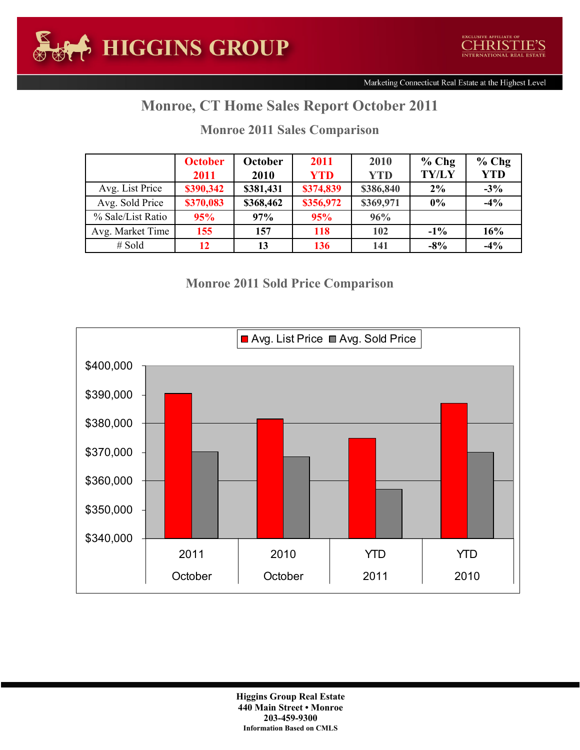# HIGGINS GROUP

EXCLUSIVE AFFILIATE OF CHRISTIE'S INTERNATIONAL REAL ESTATE

Marketing Connecticut Real Estate at the Highest Level

## Monroe, CT Home Sales Report October 2011

### Monroe 2011 Sales Comparison

| | October 2011 | October 2010 | 2011 YTD | 2010 YTD | % Chg TY/LY | % Chg YTD |
|---|---|---|---|---|---|---|
| Avg. List Price | $390,342 | $381,431 | $374,839 | $386,840 | 2% | -3% |
| Avg. Sold Price | $370,083 | $368,462 | $356,972 | $369,971 | 0% | -4% |
| % Sale/List Ratio | 95% | 97% | 95% | 96% | | |
| Avg. Market Time | 155 | 157 | 118 | 102 | -1% | 16% |
| # Sold | 12 | 13 | 136 | 141 | -8% | -4% |

### Monroe 2011 Sold Price Comparison

**Higgins Group Real Estate**
**440 Main Street • Monroe**
**203-459-9300**
**Information Based on CMLS**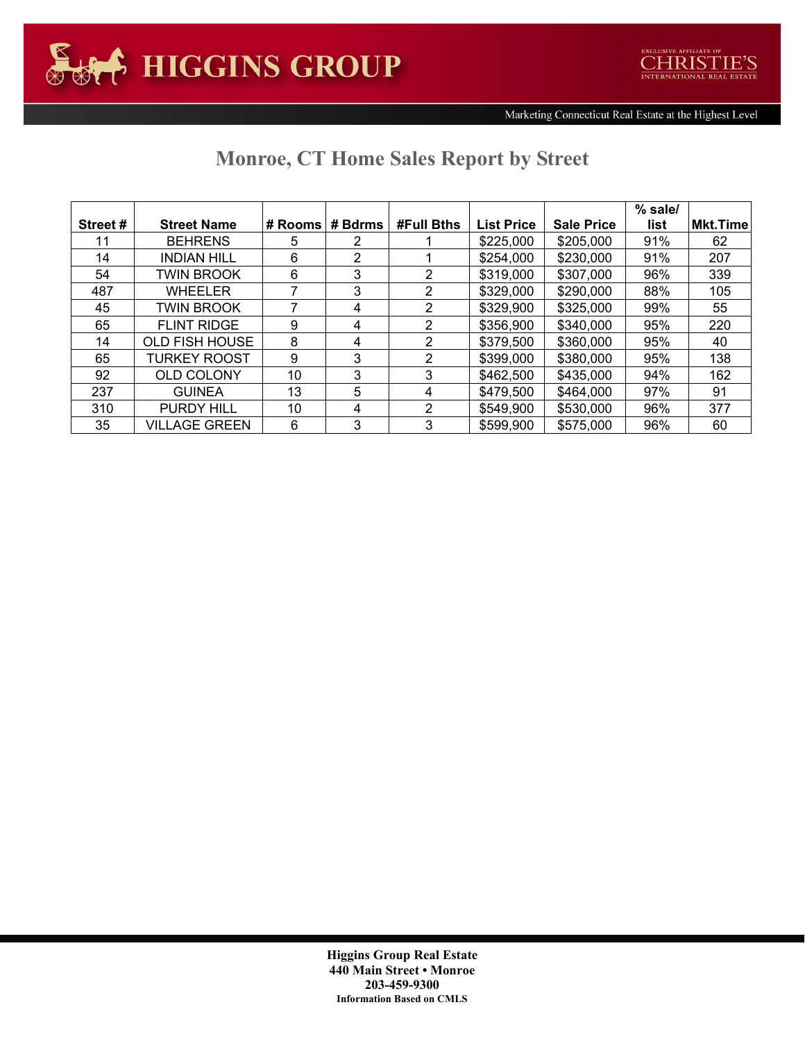# Monroe, CT Home Sales Report by Street

| Street # | Street Name | # Rooms | # Bdrms | #Full Bths | List Price | Sale Price | % sale/ list | Mkt.Time |
|---|---|---|---|---|---|---|---|---|
| 11 | BEHRENS | 5 | 2 | 1 | $225,000 | $205,000 | 91% | 62 |
| 14 | INDIAN HILL | 6 | 2 | 1 | $254,000 | $230,000 | 91% | 207 |
| 54 | TWIN BROOK | 6 | 3 | 2 | $319,000 | $307,000 | 96% | 339 |
| 487 | WHEELER | 7 | 3 | 2 | $329,000 | $290,000 | 88% | 105 |
| 45 | TWIN BROOK | 7 | 4 | 2 | $329,900 | $325,000 | 99% | 55 |
| 65 | FLINT RIDGE | 9 | 4 | 2 | $356,900 | $340,000 | 95% | 220 |
| 14 | OLD FISH HOUSE | 8 | 4 | 2 | $379,500 | $360,000 | 95% | 40 |
| 65 | TURKEY ROOST | 9 | 3 | 2 | $399,000 | $380,000 | 95% | 138 |
| 92 | OLD COLONY | 10 | 3 | 3 | $462,500 | $435,000 | 94% | 162 |
| 237 | GUINEA | 13 | 5 | 4 | $479,500 | $464,000 | 97% | 91 |
| 310 | PURDY HILL | 10 | 4 | 2 | $549,900 | $530,000 | 96% | 377 |
| 35 | VILLAGE GREEN | 6 | 3 | 3 | $599,900 | $575,000 | 96% | 60 |

**Higgins Group Real Estate**
**440 Main Street • Monroe**
**203-459-9300**
**Information Based on CMLS**